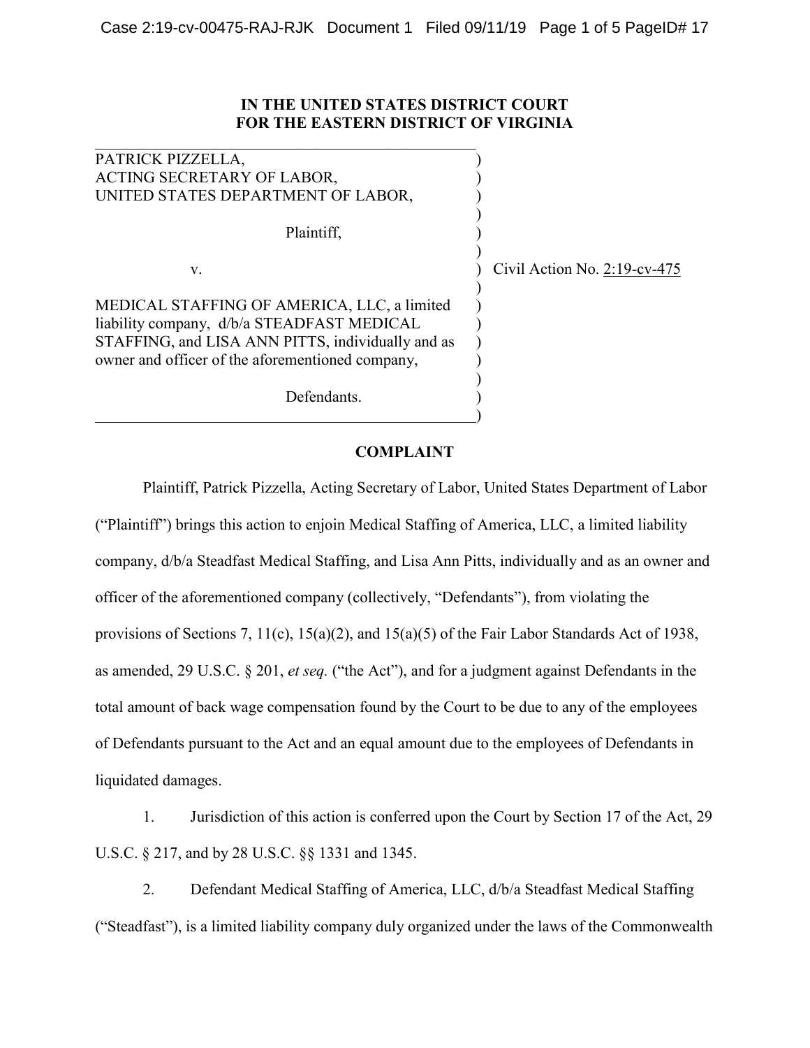# IN THE UNITED STATES DISTRICT COURT FOR THE EASTERN DISTRICT OF VIRGINIA

PATRICK PIZZELLA,
ACTING SECRETARY OF LABOR,
UNITED STATES DEPARTMENT OF LABOR,

Plaintiff,

v.

Civil Action No. 2:19-cv-475

MEDICAL STAFFING OF AMERICA, LLC, a limited liability company, d/b/a STEADFAST MEDICAL STAFFING, and LISA ANN PITTS, individually and as owner and officer of the aforementioned company,

Defendants.

## COMPLAINT

Plaintiff, Patrick Pizzella, Acting Secretary of Labor, United States Department of Labor ("Plaintiff") brings this action to enjoin Medical Staffing of America, LLC, a limited liability company, d/b/a Steadfast Medical Staffing, and Lisa Ann Pitts, individually and as an owner and officer of the aforementioned company (collectively, "Defendants"), from violating the provisions of Sections 7, 11(c), 15(a)(2), and 15(a)(5) of the Fair Labor Standards Act of 1938, as amended, 29 U.S.C. § 201, *et seq.* ("the Act"), and for a judgment against Defendants in the total amount of back wage compensation found by the Court to be due to any of the employees of Defendants pursuant to the Act and an equal amount due to the employees of Defendants in liquidated damages.

1. Jurisdiction of this action is conferred upon the Court by Section 17 of the Act, 29 U.S.C. § 217, and by 28 U.S.C. §§ 1331 and 1345.

2. Defendant Medical Staffing of America, LLC, d/b/a Steadfast Medical Staffing ("Steadfast"), is a limited liability company duly organized under the laws of the Commonwealth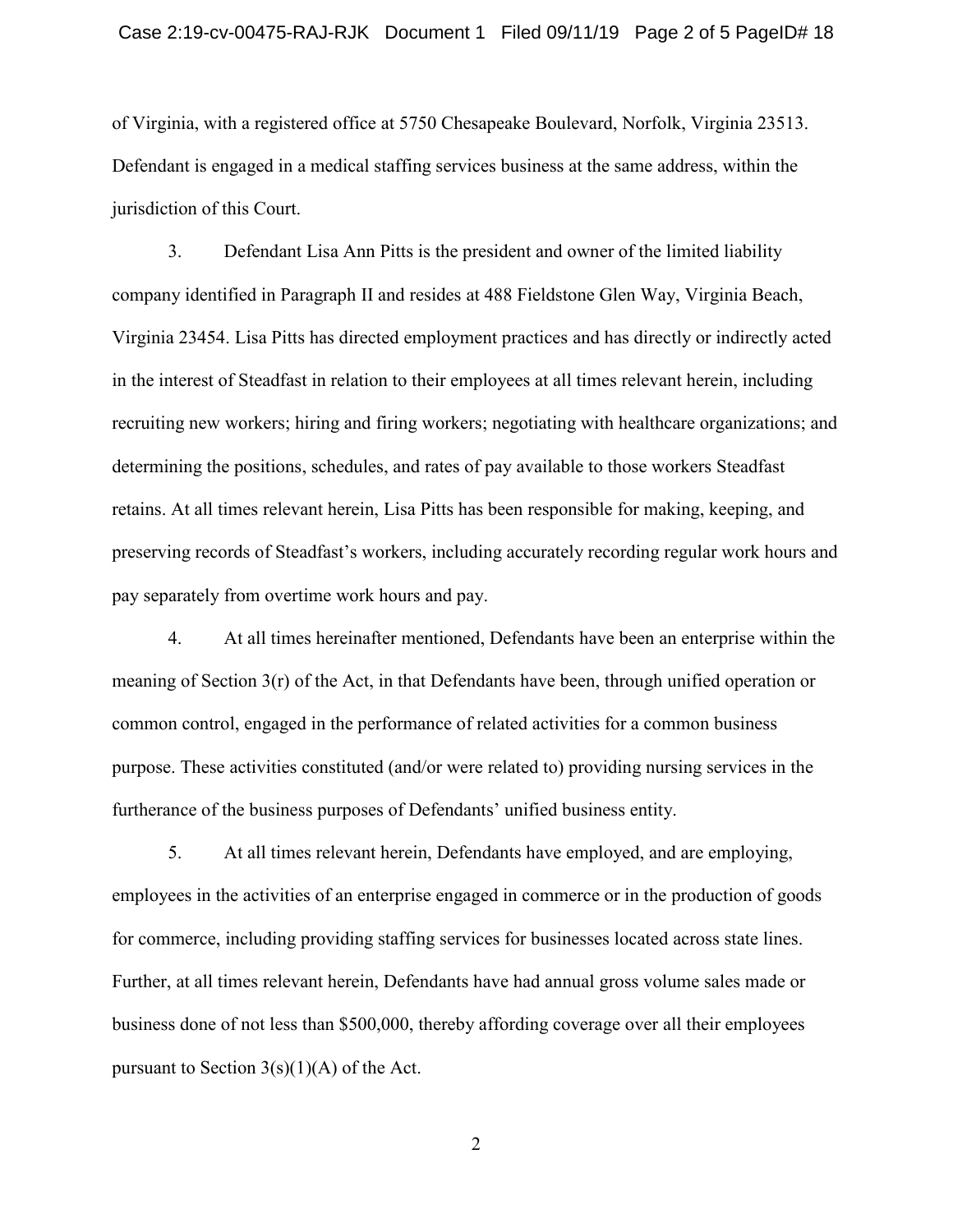of Virginia, with a registered office at 5750 Chesapeake Boulevard, Norfolk, Virginia 23513. Defendant is engaged in a medical staffing services business at the same address, within the jurisdiction of this Court.

3. Defendant Lisa Ann Pitts is the president and owner of the limited liability company identified in Paragraph II and resides at 488 Fieldstone Glen Way, Virginia Beach, Virginia 23454. Lisa Pitts has directed employment practices and has directly or indirectly acted in the interest of Steadfast in relation to their employees at all times relevant herein, including recruiting new workers; hiring and firing workers; negotiating with healthcare organizations; and determining the positions, schedules, and rates of pay available to those workers Steadfast retains. At all times relevant herein, Lisa Pitts has been responsible for making, keeping, and preserving records of Steadfast's workers, including accurately recording regular work hours and pay separately from overtime work hours and pay.

4. At all times hereinafter mentioned, Defendants have been an enterprise within the meaning of Section 3(r) of the Act, in that Defendants have been, through unified operation or common control, engaged in the performance of related activities for a common business purpose. These activities constituted (and/or were related to) providing nursing services in the furtherance of the business purposes of Defendants' unified business entity.

5. At all times relevant herein, Defendants have employed, and are employing, employees in the activities of an enterprise engaged in commerce or in the production of goods for commerce, including providing staffing services for businesses located across state lines. Further, at all times relevant herein, Defendants have had annual gross volume sales made or business done of not less than $500,000, thereby affording coverage over all their employees pursuant to Section 3(s)(1)(A) of the Act.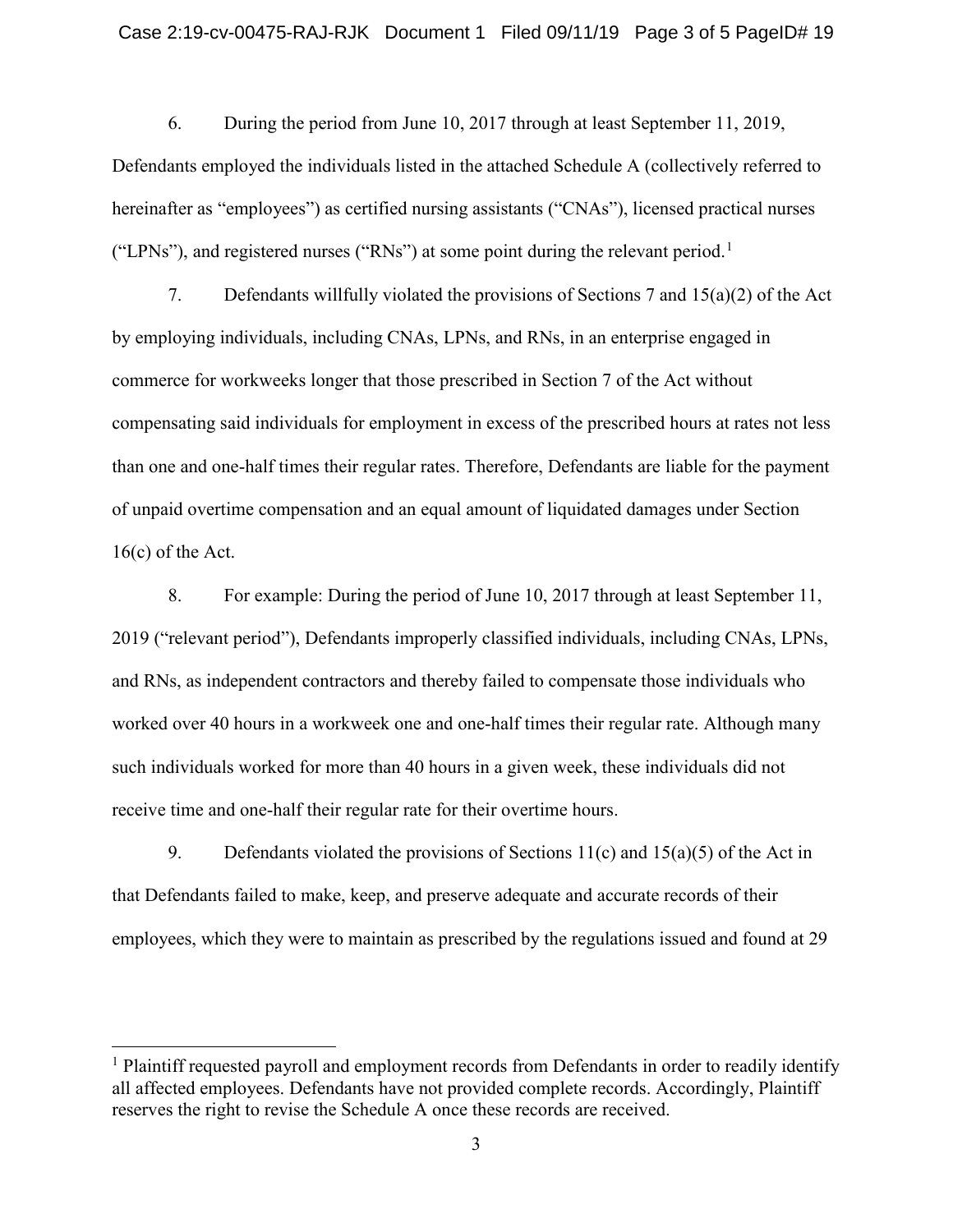6. During the period from June 10, 2017 through at least September 11, 2019, Defendants employed the individuals listed in the attached Schedule A (collectively referred to hereinafter as "employees") as certified nursing assistants ("CNAs"), licensed practical nurses ("LPNs"), and registered nurses ("RNs") at some point during the relevant period.[1]

7. Defendants willfully violated the provisions of Sections 7 and 15(a)(2) of the Act by employing individuals, including CNAs, LPNs, and RNs, in an enterprise engaged in commerce for workweeks longer that those prescribed in Section 7 of the Act without compensating said individuals for employment in excess of the prescribed hours at rates not less than one and one-half times their regular rates. Therefore, Defendants are liable for the payment of unpaid overtime compensation and an equal amount of liquidated damages under Section 16(c) of the Act.

8. For example: During the period of June 10, 2017 through at least September 11, 2019 ("relevant period"), Defendants improperly classified individuals, including CNAs, LPNs, and RNs, as independent contractors and thereby failed to compensate those individuals who worked over 40 hours in a workweek one and one-half times their regular rate. Although many such individuals worked for more than 40 hours in a given week, these individuals did not receive time and one-half their regular rate for their overtime hours.

9. Defendants violated the provisions of Sections 11(c) and 15(a)(5) of the Act in that Defendants failed to make, keep, and preserve adequate and accurate records of their employees, which they were to maintain as prescribed by the regulations issued and found at 29

---

[1] Plaintiff requested payroll and employment records from Defendants in order to readily identify all affected employees. Defendants have not provided complete records. Accordingly, Plaintiff reserves the right to revise the Schedule A once these records are received.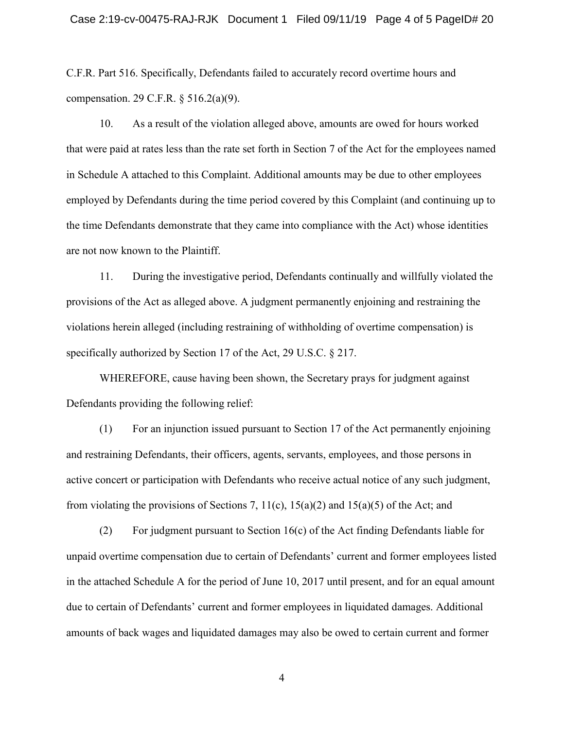C.F.R. Part 516. Specifically, Defendants failed to accurately record overtime hours and compensation. 29 C.F.R. § 516.2(a)(9).

10. As a result of the violation alleged above, amounts are owed for hours worked that were paid at rates less than the rate set forth in Section 7 of the Act for the employees named in Schedule A attached to this Complaint. Additional amounts may be due to other employees employed by Defendants during the time period covered by this Complaint (and continuing up to the time Defendants demonstrate that they came into compliance with the Act) whose identities are not now known to the Plaintiff.

11. During the investigative period, Defendants continually and willfully violated the provisions of the Act as alleged above. A judgment permanently enjoining and restraining the violations herein alleged (including restraining of withholding of overtime compensation) is specifically authorized by Section 17 of the Act, 29 U.S.C. § 217.

WHEREFORE, cause having been shown, the Secretary prays for judgment against Defendants providing the following relief:

(1) For an injunction issued pursuant to Section 17 of the Act permanently enjoining and restraining Defendants, their officers, agents, servants, employees, and those persons in active concert or participation with Defendants who receive actual notice of any such judgment, from violating the provisions of Sections 7, 11(c), 15(a)(2) and 15(a)(5) of the Act; and

(2) For judgment pursuant to Section 16(c) of the Act finding Defendants liable for unpaid overtime compensation due to certain of Defendants' current and former employees listed in the attached Schedule A for the period of June 10, 2017 until present, and for an equal amount due to certain of Defendants' current and former employees in liquidated damages. Additional amounts of back wages and liquidated damages may also be owed to certain current and former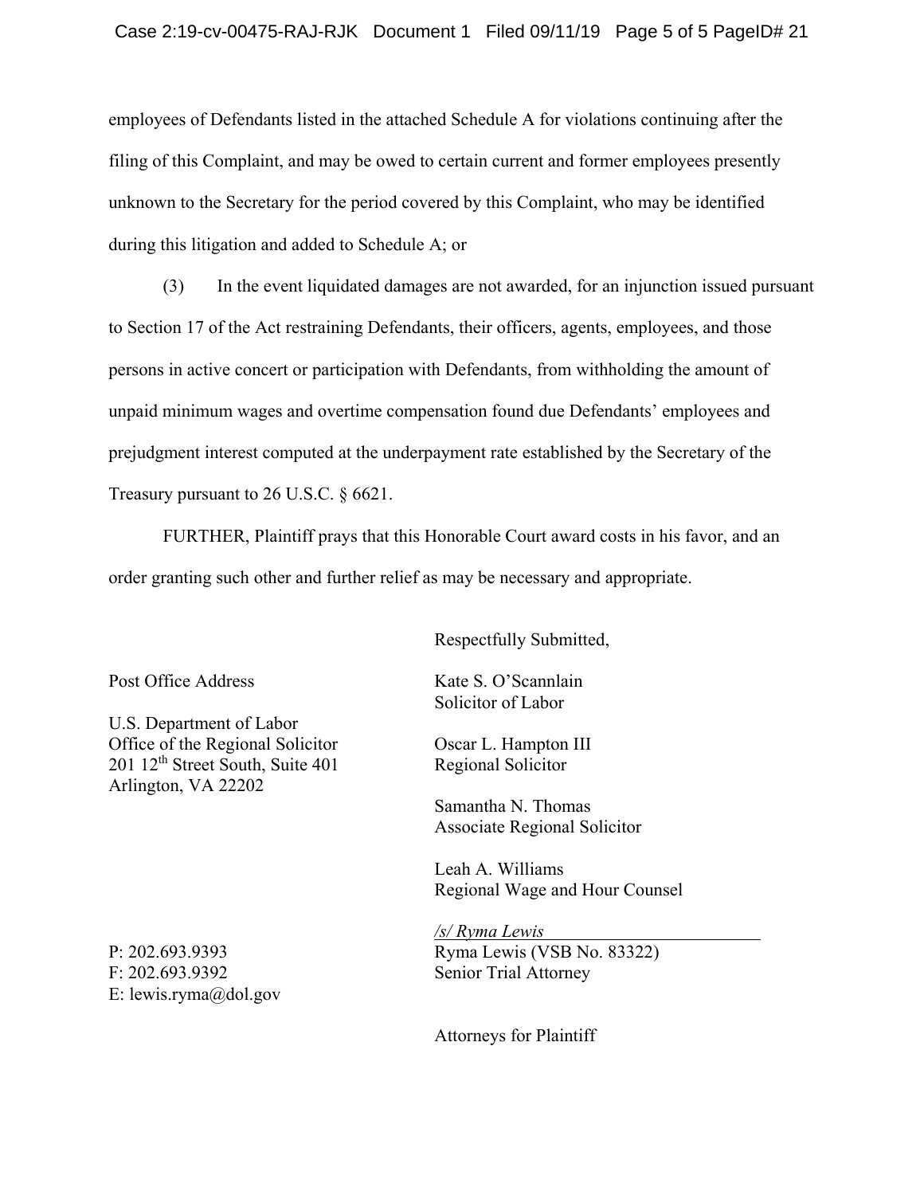employees of Defendants listed in the attached Schedule A for violations continuing after the filing of this Complaint, and may be owed to certain current and former employees presently unknown to the Secretary for the period covered by this Complaint, who may be identified during this litigation and added to Schedule A; or

(3) In the event liquidated damages are not awarded, for an injunction issued pursuant to Section 17 of the Act restraining Defendants, their officers, agents, employees, and those persons in active concert or participation with Defendants, from withholding the amount of unpaid minimum wages and overtime compensation found due Defendants' employees and prejudgment interest computed at the underpayment rate established by the Secretary of the Treasury pursuant to 26 U.S.C. § 6621.

FURTHER, Plaintiff prays that this Honorable Court award costs in his favor, and an order granting such other and further relief as may be necessary and appropriate.

Respectfully Submitted,

Kate S. O'Scannlain
Solicitor of Labor

Oscar L. Hampton III
Regional Solicitor

Samantha N. Thomas
Associate Regional Solicitor

Leah A. Williams
Regional Wage and Hour Counsel

*/s/ Ryma Lewis*
Ryma Lewis (VSB No. 83322)
Senior Trial Attorney

Attorneys for Plaintiff

Post Office Address

U.S. Department of Labor
Office of the Regional Solicitor
201 12th Street South, Suite 401
Arlington, VA 22202

P: 202.693.9393
F: 202.693.9392
E: lewis.ryma@dol.gov